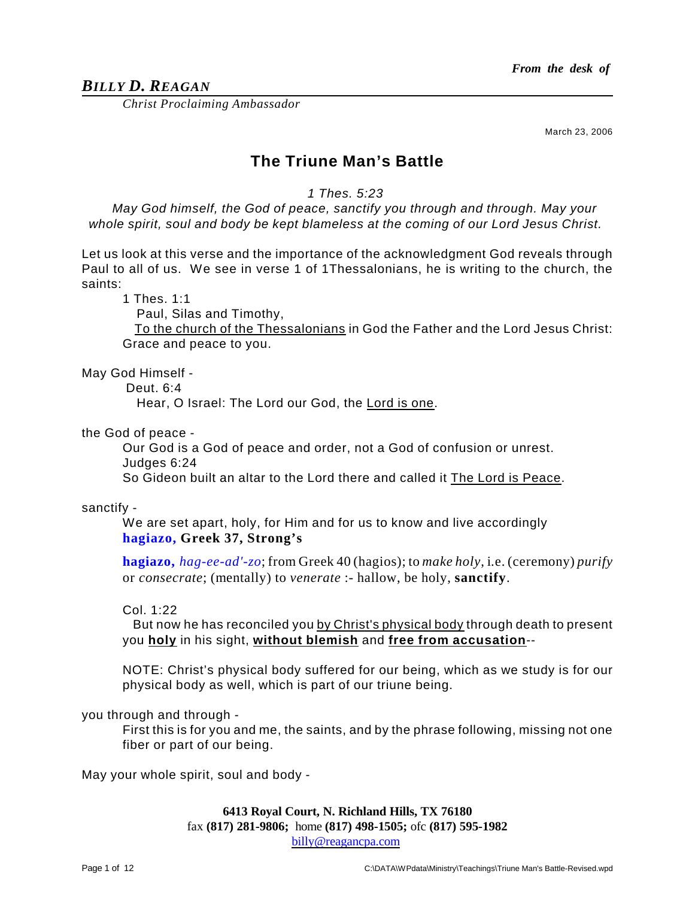*From the desk of*

***BILLY D. REAGAN***

*Christ Proclaiming Ambassador*

March 23, 2006

# The Triune Man's Battle

*1 Thes. 5:23*

*May God himself, the God of peace, sanctify you through and through. May your whole spirit, soul and body be kept blameless at the coming of our Lord Jesus Christ.*

Let us look at this verse and the importance of the acknowledgment God reveals through Paul to all of us. We see in verse 1 of 1Thessalonians, he is writing to the church, the saints:

> 1 Thes. 1:1
> Paul, Silas and Timothy,
> To the church of the Thessalonians in God the Father and the Lord Jesus Christ: Grace and peace to you.

May God Himself -

> Deut. 6:4
> Hear, O Israel: The Lord our God, the Lord is one.

the God of peace -

> Our God is a God of peace and order, not a God of confusion or unrest.
> Judges 6:24
> So Gideon built an altar to the Lord there and called it The Lord is Peace.

sanctify -

> We are set apart, holy, for Him and for us to know and live accordingly
> **hagiazo, Greek 37, Strong's**
>
> **hagiazo,** *hag-ee-ad'-zo*; from Greek 40 (hagios); to *make holy*, i.e. (ceremony) *purify* or *consecrate*; (mentally) to *venerate* :- hallow, be holy, **sanctify**.
>
> Col. 1:22
> But now he has reconciled you by Christ's physical body through death to present you **holy** in his sight, **without blemish** and **free from accusation**--
>
> NOTE: Christ's physical body suffered for our being, which as we study is for our physical body as well, which is part of our triune being.

you through and through -

> First this is for you and me, the saints, and by the phrase following, missing not one fiber or part of our being.

May your whole spirit, soul and body -

**6413 Royal Court, N. Richland Hills, TX 76180**
fax **(817) 281-9806;** home **(817) 498-1505;** ofc **(817) 595-1982**
billy@reagancpa.com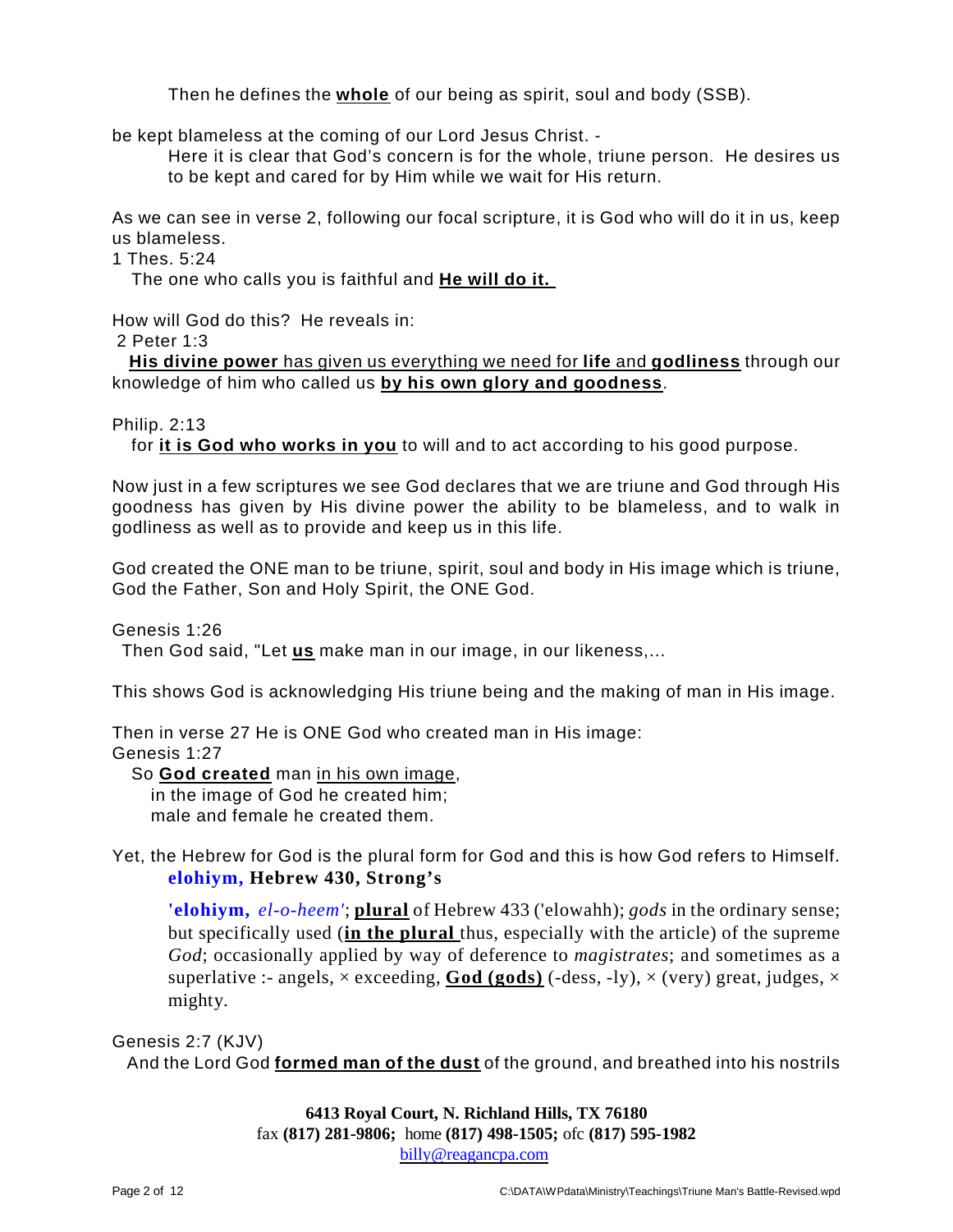Then he defines the **whole** of our being as spirit, soul and body (SSB).

be kept blameless at the coming of our Lord Jesus Christ. -

Here it is clear that God's concern is for the whole, triune person. He desires us to be kept and cared for by Him while we wait for His return.

As we can see in verse 2, following our focal scripture, it is God who will do it in us, keep us blameless.

1 Thes. 5:24

The one who calls you is faithful and **He will do it.**

How will God do this? He reveals in:

2 Peter 1:3

**His divine power** has given us everything we need for **life** and **godliness** through our knowledge of him who called us **by his own glory and goodness**.

Philip. 2:13

for **it is God who works in you** to will and to act according to his good purpose.

Now just in a few scriptures we see God declares that we are triune and God through His goodness has given by His divine power the ability to be blameless, and to walk in godliness as well as to provide and keep us in this life.

God created the ONE man to be triune, spirit, soul and body in His image which is triune, God the Father, Son and Holy Spirit, the ONE God.

Genesis 1:26

Then God said, "Let **us** make man in our image, in our likeness,...

This shows God is acknowledging His triune being and the making of man in His image.

Then in verse 27 He is ONE God who created man in His image:

Genesis 1:27

So **God created** man in his own image,
in the image of God he created him;
male and female he created them.

Yet, the Hebrew for God is the plural form for God and this is how God refers to Himself.

**elohiym, Hebrew 430, Strong's**

**'elohiym,** *el-o-heem'*; **plural** of Hebrew 433 ('elowahh); *gods* in the ordinary sense; but specifically used (**in the plural** thus, especially with the article) of the supreme *God*; occasionally applied by way of deference to *magistrates*; and sometimes as a superlative :- angels, × exceeding, **God (gods)** (-dess, -ly), × (very) great, judges, × mighty.

Genesis 2:7 (KJV)

And the Lord God **formed man of the dust** of the ground, and breathed into his nostrils

**6413 Royal Court, N. Richland Hills, TX 76180**
fax **(817) 281-9806;** home **(817) 498-1505;** ofc **(817) 595-1982**
billy@reagancpa.com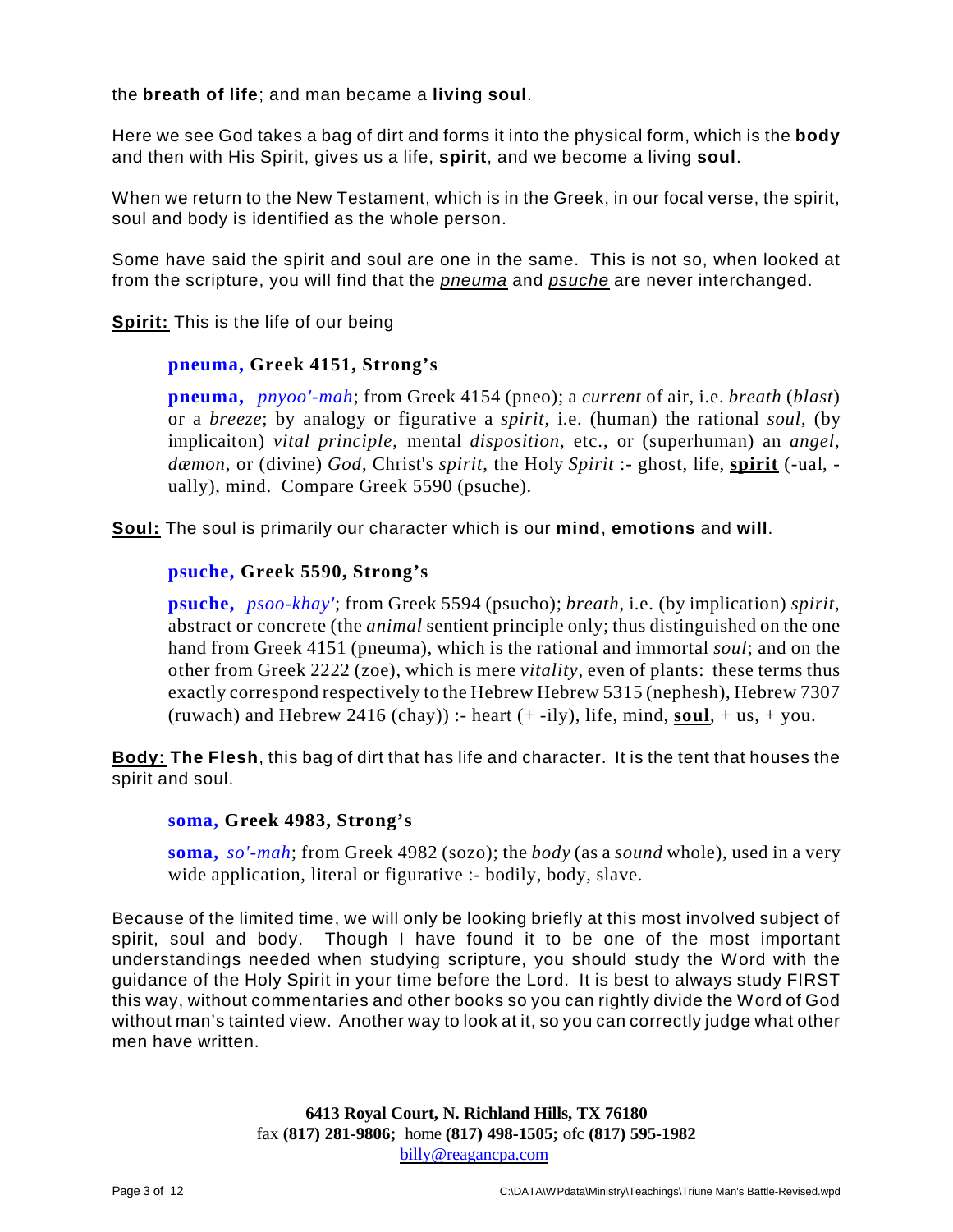the **breath of life**; and man became a **living soul**.

Here we see God takes a bag of dirt and forms it into the physical form, which is the **body** and then with His Spirit, gives us a life, **spirit**, and we become a living **soul**.

When we return to the New Testament, which is in the Greek, in our focal verse, the spirit, soul and body is identified as the whole person.

Some have said the spirit and soul are one in the same. This is not so, when looked at from the scripture, you will find that the *pneuma* and *psuche* are never interchanged.

**Spirit:** This is the life of our being

> **pneuma, Greek 4151, Strong's**
>
> **pneuma,** *pnyoo'-mah*; from Greek 4154 (pneo); a *current* of air, i.e. *breath* (*blast*) or a *breeze*; by analogy or figurative a *spirit*, i.e. (human) the rational *soul*, (by implicaiton) *vital principle*, mental *disposition*, etc., or (superhuman) an *angel*, *dæmon*, or (divine) *God*, Christ's *spirit*, the Holy *Spirit* :- ghost, life, **spirit** (-ual, -ually), mind. Compare Greek 5590 (psuche).

**Soul:** The soul is primarily our character which is our **mind**, **emotions** and **will**.

> **psuche, Greek 5590, Strong's**
>
> **psuche,** *psoo-khay'*; from Greek 5594 (psucho); *breath*, i.e. (by implication) *spirit*, abstract or concrete (the *animal* sentient principle only; thus distinguished on the one hand from Greek 4151 (pneuma), which is the rational and immortal *soul*; and on the other from Greek 2222 (zoe), which is mere *vitality*, even of plants: these terms thus exactly correspond respectively to the Hebrew Hebrew 5315 (nephesh), Hebrew 7307 (ruwach) and Hebrew 2416 (chay)) :- heart (+ -ily), life, mind, **soul**, + us, + you.

**Body: The Flesh**, this bag of dirt that has life and character. It is the tent that houses the spirit and soul.

> **soma, Greek 4983, Strong's**
>
> **soma,** *so'-mah*; from Greek 4982 (sozo); the *body* (as a *sound* whole), used in a very wide application, literal or figurative :- bodily, body, slave.

Because of the limited time, we will only be looking briefly at this most involved subject of spirit, soul and body. Though I have found it to be one of the most important understandings needed when studying scripture, you should study the Word with the guidance of the Holy Spirit in your time before the Lord. It is best to always study FIRST this way, without commentaries and other books so you can rightly divide the Word of God without man's tainted view. Another way to look at it, so you can correctly judge what other men have written.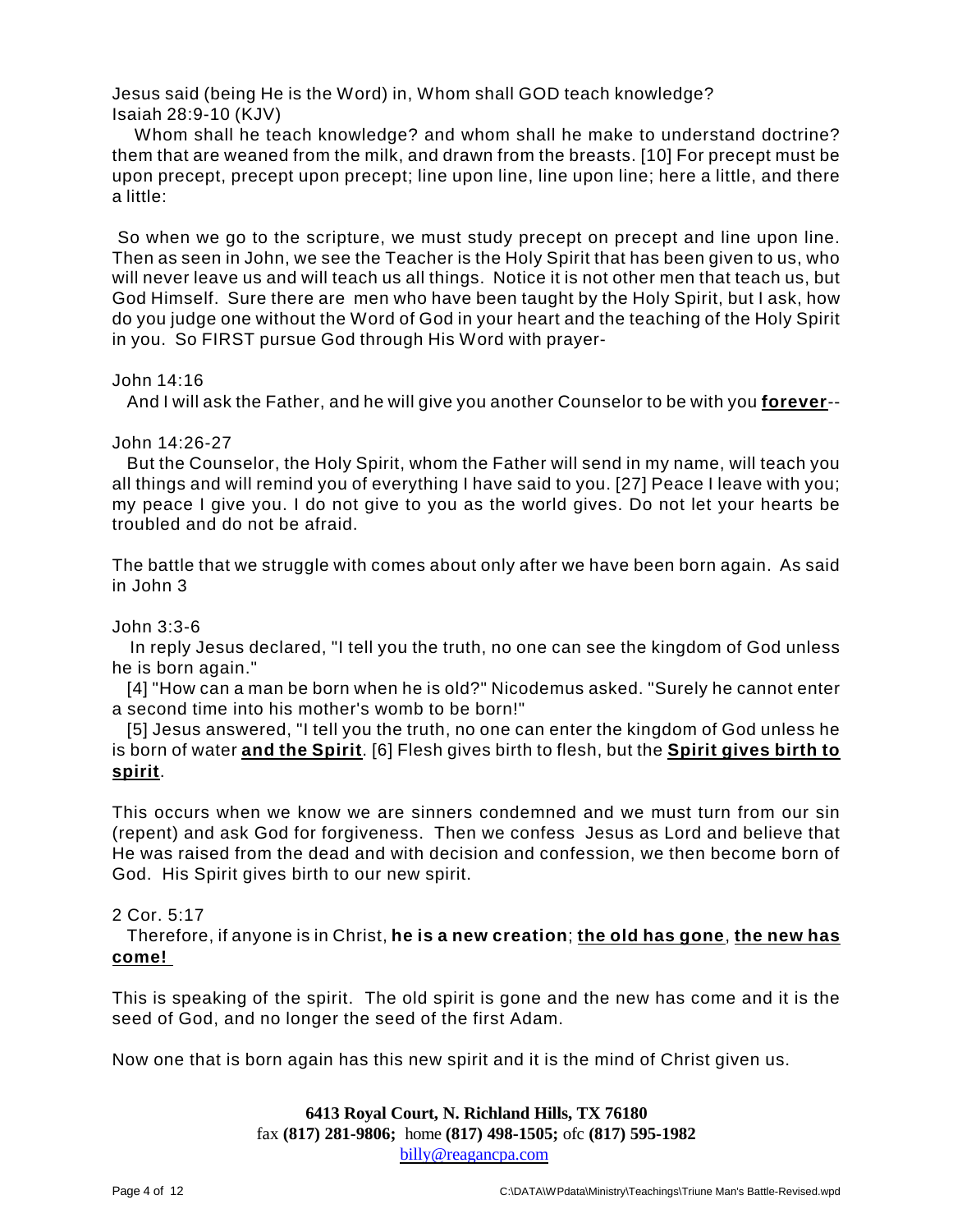Jesus said (being He is the Word) in, Whom shall GOD teach knowledge?
Isaiah 28:9-10 (KJV)

Whom shall he teach knowledge? and whom shall he make to understand doctrine? them that are weaned from the milk, and drawn from the breasts. [10] For precept must be upon precept, precept upon precept; line upon line, line upon line; here a little, and there a little:

So when we go to the scripture, we must study precept on precept and line upon line. Then as seen in John, we see the Teacher is the Holy Spirit that has been given to us, who will never leave us and will teach us all things. Notice it is not other men that teach us, but God Himself. Sure there are men who have been taught by the Holy Spirit, but I ask, how do you judge one without the Word of God in your heart and the teaching of the Holy Spirit in you. So FIRST pursue God through His Word with prayer-

John 14:16

And I will ask the Father, and he will give you another Counselor to be with you **forever**--

John 14:26-27

But the Counselor, the Holy Spirit, whom the Father will send in my name, will teach you all things and will remind you of everything I have said to you. [27] Peace I leave with you; my peace I give you. I do not give to you as the world gives. Do not let your hearts be troubled and do not be afraid.

The battle that we struggle with comes about only after we have been born again. As said in John 3

John 3:3-6

In reply Jesus declared, "I tell you the truth, no one can see the kingdom of God unless he is born again."

[4] "How can a man be born when he is old?" Nicodemus asked. "Surely he cannot enter a second time into his mother's womb to be born!"

[5] Jesus answered, "I tell you the truth, no one can enter the kingdom of God unless he is born of water **and the Spirit**. [6] Flesh gives birth to flesh, but the **Spirit gives birth to spirit**.

This occurs when we know we are sinners condemned and we must turn from our sin (repent) and ask God for forgiveness. Then we confess Jesus as Lord and believe that He was raised from the dead and with decision and confession, we then become born of God. His Spirit gives birth to our new spirit.

2 Cor. 5:17

Therefore, if anyone is in Christ, **he is a new creation**; **the old has gone**, **the new has come!**

This is speaking of the spirit. The old spirit is gone and the new has come and it is the seed of God, and no longer the seed of the first Adam.

Now one that is born again has this new spirit and it is the mind of Christ given us.

**6413 Royal Court, N. Richland Hills, TX 76180**
fax **(817) 281-9806;** home **(817) 498-1505;** ofc **(817) 595-1982**
billy@reagancpa.com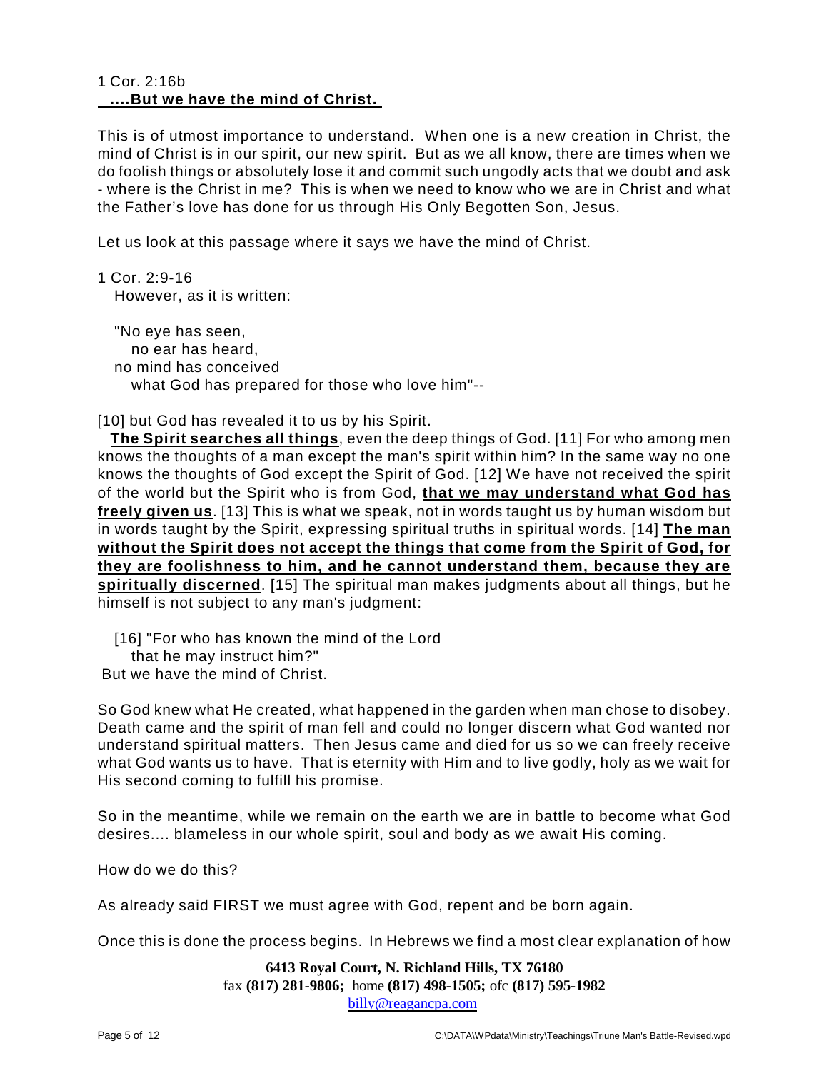1 Cor. 2:16b
**<u>....But we have the mind of Christ.</u>**

This is of utmost importance to understand. When one is a new creation in Christ, the mind of Christ is in our spirit, our new spirit. But as we all know, there are times when we do foolish things or absolutely lose it and commit such ungodly acts that we doubt and ask - where is the Christ in me? This is when we need to know who we are in Christ and what the Father's love has done for us through His Only Begotten Son, Jesus.

Let us look at this passage where it says we have the mind of Christ.

1 Cor. 2:9-16
However, as it is written:

"No eye has seen,
no ear has heard,
no mind has conceived
what God has prepared for those who love him"--

[10] but God has revealed it to us by his Spirit.
**<u>The Spirit searches all things</u>**, even the deep things of God. [11] For who among men knows the thoughts of a man except the man's spirit within him? In the same way no one knows the thoughts of God except the Spirit of God. [12] We have not received the spirit of the world but the Spirit who is from God, **<u>that we may understand what God has freely given us</u>**. [13] This is what we speak, not in words taught us by human wisdom but in words taught by the Spirit, expressing spiritual truths in spiritual words. [14] **<u>The man without the Spirit does not accept the things that come from the Spirit of God, for they are foolishness to him, and he cannot understand them, because they are spiritually discerned</u>**. [15] The spiritual man makes judgments about all things, but he himself is not subject to any man's judgment:

[16] "For who has known the mind of the Lord
that he may instruct him?"
But we have the mind of Christ.

So God knew what He created, what happened in the garden when man chose to disobey. Death came and the spirit of man fell and could no longer discern what God wanted nor understand spiritual matters. Then Jesus came and died for us so we can freely receive what God wants us to have. That is eternity with Him and to live godly, holy as we wait for His second coming to fulfill his promise.

So in the meantime, while we remain on the earth we are in battle to become what God desires.... blameless in our whole spirit, soul and body as we await His coming.

How do we do this?

As already said FIRST we must agree with God, repent and be born again.

Once this is done the process begins. In Hebrews we find a most clear explanation of how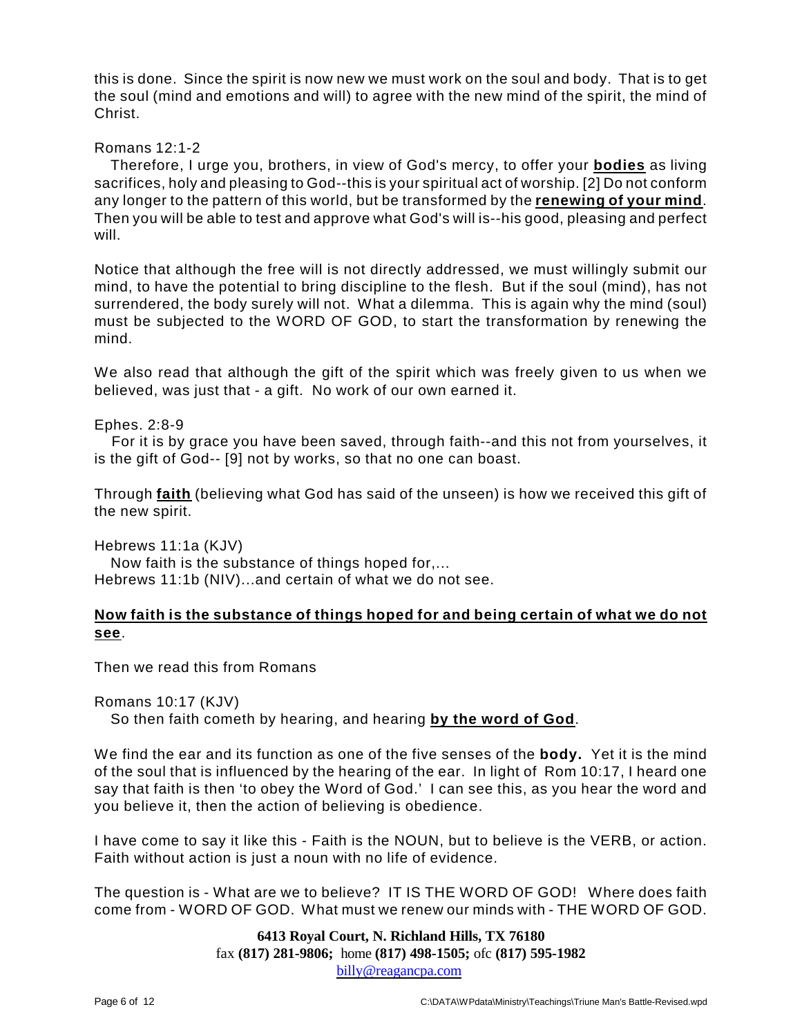this is done. Since the spirit is now new we must work on the soul and body. That is to get the soul (mind and emotions and will) to agree with the new mind of the spirit, the mind of Christ.

Romans 12:1-2

Therefore, I urge you, brothers, in view of God's mercy, to offer your **bodies** as living sacrifices, holy and pleasing to God--this is your spiritual act of worship. [2] Do not conform any longer to the pattern of this world, but be transformed by the **renewing of your mind**. Then you will be able to test and approve what God's will is--his good, pleasing and perfect will.

Notice that although the free will is not directly addressed, we must willingly submit our mind, to have the potential to bring discipline to the flesh. But if the soul (mind), has not surrendered, the body surely will not. What a dilemma. This is again why the mind (soul) must be subjected to the WORD OF GOD, to start the transformation by renewing the mind.

We also read that although the gift of the spirit which was freely given to us when we believed, was just that - a gift. No work of our own earned it.

Ephes. 2:8-9

For it is by grace you have been saved, through faith--and this not from yourselves, it is the gift of God-- [9] not by works, so that no one can boast.

Through **faith** (believing what God has said of the unseen) is how we received this gift of the new spirit.

Hebrews 11:1a (KJV)

Now faith is the substance of things hoped for,...

Hebrews 11:1b (NIV)...and certain of what we do not see.

**Now faith is the substance of things hoped for and being certain of what we do not see**.

Then we read this from Romans

Romans 10:17 (KJV)

So then faith cometh by hearing, and hearing **by the word of God**.

We find the ear and its function as one of the five senses of the **body.** Yet it is the mind of the soul that is influenced by the hearing of the ear. In light of Rom 10:17, I heard one say that faith is then 'to obey the Word of God.' I can see this, as you hear the word and you believe it, then the action of believing is obedience.

I have come to say it like this - Faith is the NOUN, but to believe is the VERB, or action. Faith without action is just a noun with no life of evidence.

The question is - What are we to believe? IT IS THE WORD OF GOD! Where does faith come from - WORD OF GOD. What must we renew our minds with - THE WORD OF GOD.

**6413 Royal Court, N. Richland Hills, TX 76180**
fax **(817) 281-9806;** home **(817) 498-1505;** ofc **(817) 595-1982**
billy@reagancpa.com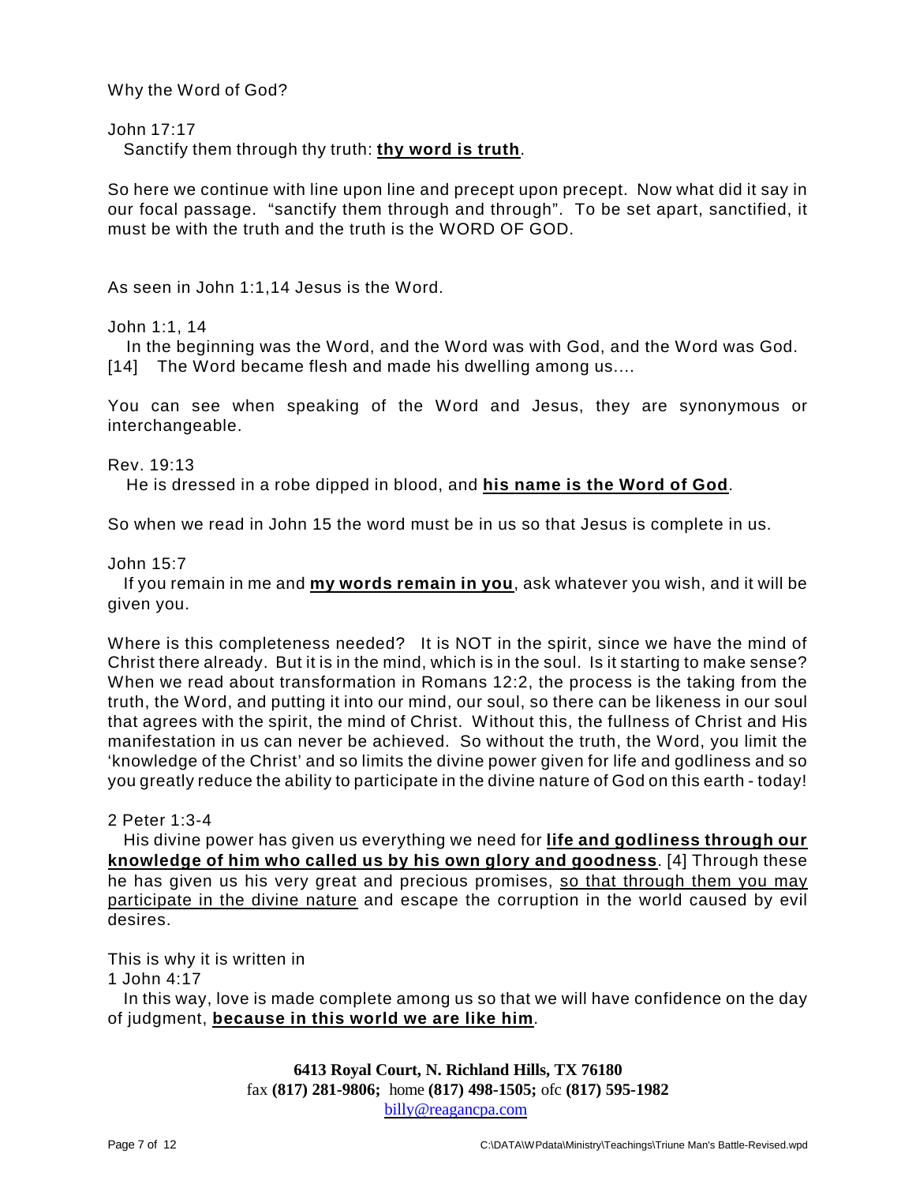Why the Word of God?

John 17:17

Sanctify them through thy truth: **thy word is truth**.

So here we continue with line upon line and precept upon precept. Now what did it say in our focal passage. "sanctify them through and through". To be set apart, sanctified, it must be with the truth and the truth is the WORD OF GOD.

As seen in John 1:1,14 Jesus is the Word.

John 1:1, 14

In the beginning was the Word, and the Word was with God, and the Word was God. [14] The Word became flesh and made his dwelling among us....

You can see when speaking of the Word and Jesus, they are synonymous or interchangeable.

Rev. 19:13

He is dressed in a robe dipped in blood, and **his name is the Word of God**.

So when we read in John 15 the word must be in us so that Jesus is complete in us.

John 15:7

If you remain in me and **my words remain in you**, ask whatever you wish, and it will be given you.

Where is this completeness needed? It is NOT in the spirit, since we have the mind of Christ there already. But it is in the mind, which is in the soul. Is it starting to make sense? When we read about transformation in Romans 12:2, the process is the taking from the truth, the Word, and putting it into our mind, our soul, so there can be likeness in our soul that agrees with the spirit, the mind of Christ. Without this, the fullness of Christ and His manifestation in us can never be achieved. So without the truth, the Word, you limit the 'knowledge of the Christ' and so limits the divine power given for life and godliness and so you greatly reduce the ability to participate in the divine nature of God on this earth - today!

2 Peter 1:3-4

His divine power has given us everything we need for **life and godliness through our knowledge of him who called us by his own glory and goodness**. [4] Through these he has given us his very great and precious promises, <u>so that through them you may participate in the divine nature</u> and escape the corruption in the world caused by evil desires.

This is why it is written in

1 John 4:17

In this way, love is made complete among us so that we will have confidence on the day of judgment, **because in this world we are like him**.

**6413 Royal Court, N. Richland Hills, TX 76180**
fax **(817) 281-9806;** home **(817) 498-1505;** ofc **(817) 595-1982**
billy@reagancpa.com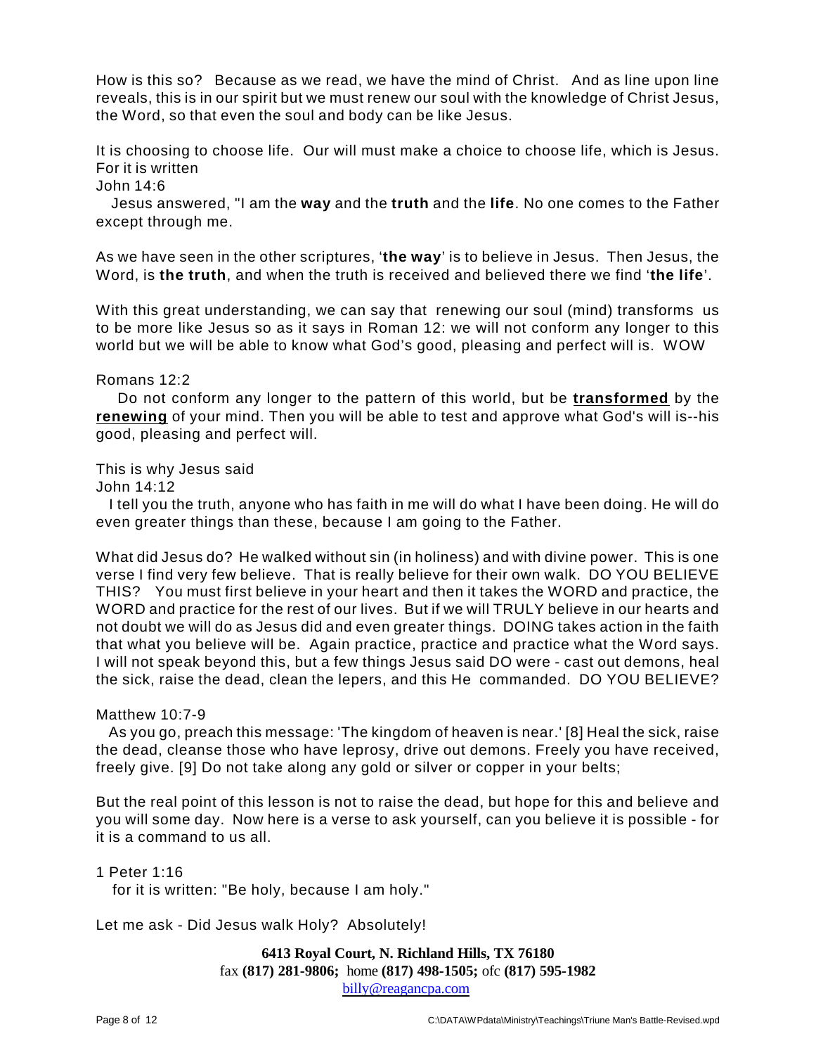How is this so? Because as we read, we have the mind of Christ. And as line upon line reveals, this is in our spirit but we must renew our soul with the knowledge of Christ Jesus, the Word, so that even the soul and body can be like Jesus.

It is choosing to choose life. Our will must make a choice to choose life, which is Jesus. For it is written

John 14:6

Jesus answered, "I am the **way** and the **truth** and the **life**. No one comes to the Father except through me.

As we have seen in the other scriptures, '**the way**' is to believe in Jesus. Then Jesus, the Word, is **the truth**, and when the truth is received and believed there we find '**the life**'.

With this great understanding, we can say that renewing our soul (mind) transforms us to be more like Jesus so as it says in Roman 12: we will not conform any longer to this world but we will be able to know what God's good, pleasing and perfect will is. WOW

Romans 12:2

Do not conform any longer to the pattern of this world, but be <u>**transformed**</u> by the <u>**renewing**</u> of your mind. Then you will be able to test and approve what God's will is--his good, pleasing and perfect will.

This is why Jesus said

John 14:12

I tell you the truth, anyone who has faith in me will do what I have been doing. He will do even greater things than these, because I am going to the Father.

What did Jesus do? He walked without sin (in holiness) and with divine power. This is one verse I find very few believe. That is really believe for their own walk. DO YOU BELIEVE THIS? You must first believe in your heart and then it takes the WORD and practice, the WORD and practice for the rest of our lives. But if we will TRULY believe in our hearts and not doubt we will do as Jesus did and even greater things. DOING takes action in the faith that what you believe will be. Again practice, practice and practice what the Word says. I will not speak beyond this, but a few things Jesus said DO were - cast out demons, heal the sick, raise the dead, clean the lepers, and this He commanded. DO YOU BELIEVE?

Matthew 10:7-9

As you go, preach this message: 'The kingdom of heaven is near.' [8] Heal the sick, raise the dead, cleanse those who have leprosy, drive out demons. Freely you have received, freely give. [9] Do not take along any gold or silver or copper in your belts;

But the real point of this lesson is not to raise the dead, but hope for this and believe and you will some day. Now here is a verse to ask yourself, can you believe it is possible - for it is a command to us all.

1 Peter 1:16

for it is written: "Be holy, because I am holy."

Let me ask - Did Jesus walk Holy? Absolutely!

**6413 Royal Court, N. Richland Hills, TX 76180**
fax **(817) 281-9806;** home **(817) 498-1505;** ofc **(817) 595-1982**
billy@reagancpa.com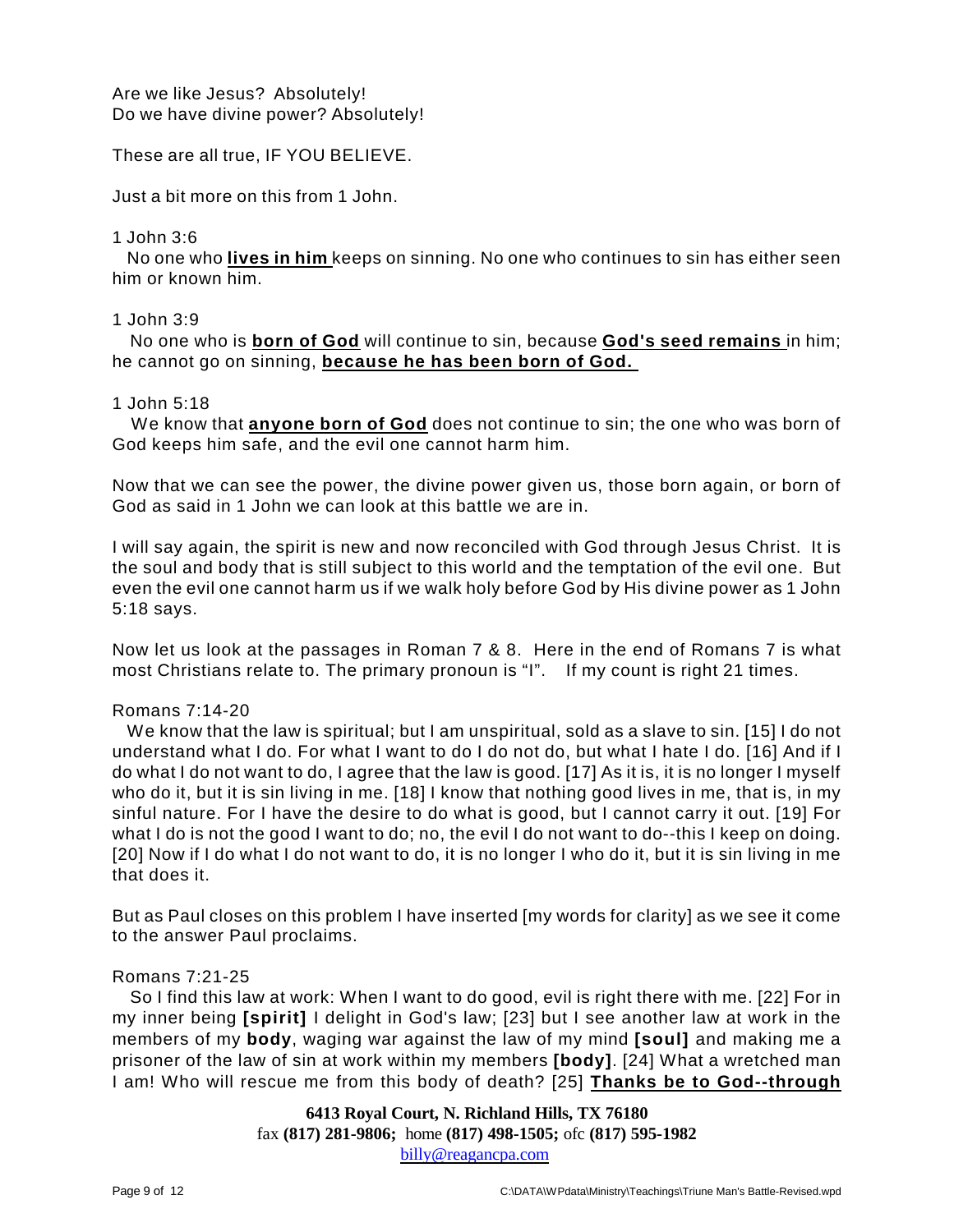Are we like Jesus? Absolutely!
Do we have divine power? Absolutely!

These are all true, IF YOU BELIEVE.

Just a bit more on this from 1 John.

1 John 3:6
No one who **lives in him** keeps on sinning. No one who continues to sin has either seen him or known him.

1 John 3:9
No one who is **born of God** will continue to sin, because **God's seed remains** in him; he cannot go on sinning, **because he has been born of God.**

1 John 5:18
We know that **anyone born of God** does not continue to sin; the one who was born of God keeps him safe, and the evil one cannot harm him.

Now that we can see the power, the divine power given us, those born again, or born of God as said in 1 John we can look at this battle we are in.

I will say again, the spirit is new and now reconciled with God through Jesus Christ. It is the soul and body that is still subject to this world and the temptation of the evil one. But even the evil one cannot harm us if we walk holy before God by His divine power as 1 John 5:18 says.

Now let us look at the passages in Roman 7 & 8. Here in the end of Romans 7 is what most Christians relate to. The primary pronoun is "I". If my count is right 21 times.

Romans 7:14-20
We know that the law is spiritual; but I am unspiritual, sold as a slave to sin. [15] I do not understand what I do. For what I want to do I do not do, but what I hate I do. [16] And if I do what I do not want to do, I agree that the law is good. [17] As it is, it is no longer I myself who do it, but it is sin living in me. [18] I know that nothing good lives in me, that is, in my sinful nature. For I have the desire to do what is good, but I cannot carry it out. [19] For what I do is not the good I want to do; no, the evil I do not want to do--this I keep on doing. [20] Now if I do what I do not want to do, it is no longer I who do it, but it is sin living in me that does it.

But as Paul closes on this problem I have inserted [my words for clarity] as we see it come to the answer Paul proclaims.

Romans 7:21-25
So I find this law at work: When I want to do good, evil is right there with me. [22] For in my inner being **[spirit]** I delight in God's law; [23] but I see another law at work in the members of my **body**, waging war against the law of my mind **[soul]** and making me a prisoner of the law of sin at work within my members **[body]**. [24] What a wretched man I am! Who will rescue me from this body of death? [25] **Thanks be to God--through**

**6413 Royal Court, N. Richland Hills, TX 76180**
fax **(817) 281-9806;** home **(817) 498-1505;** ofc **(817) 595-1982**
billy@reagancpa.com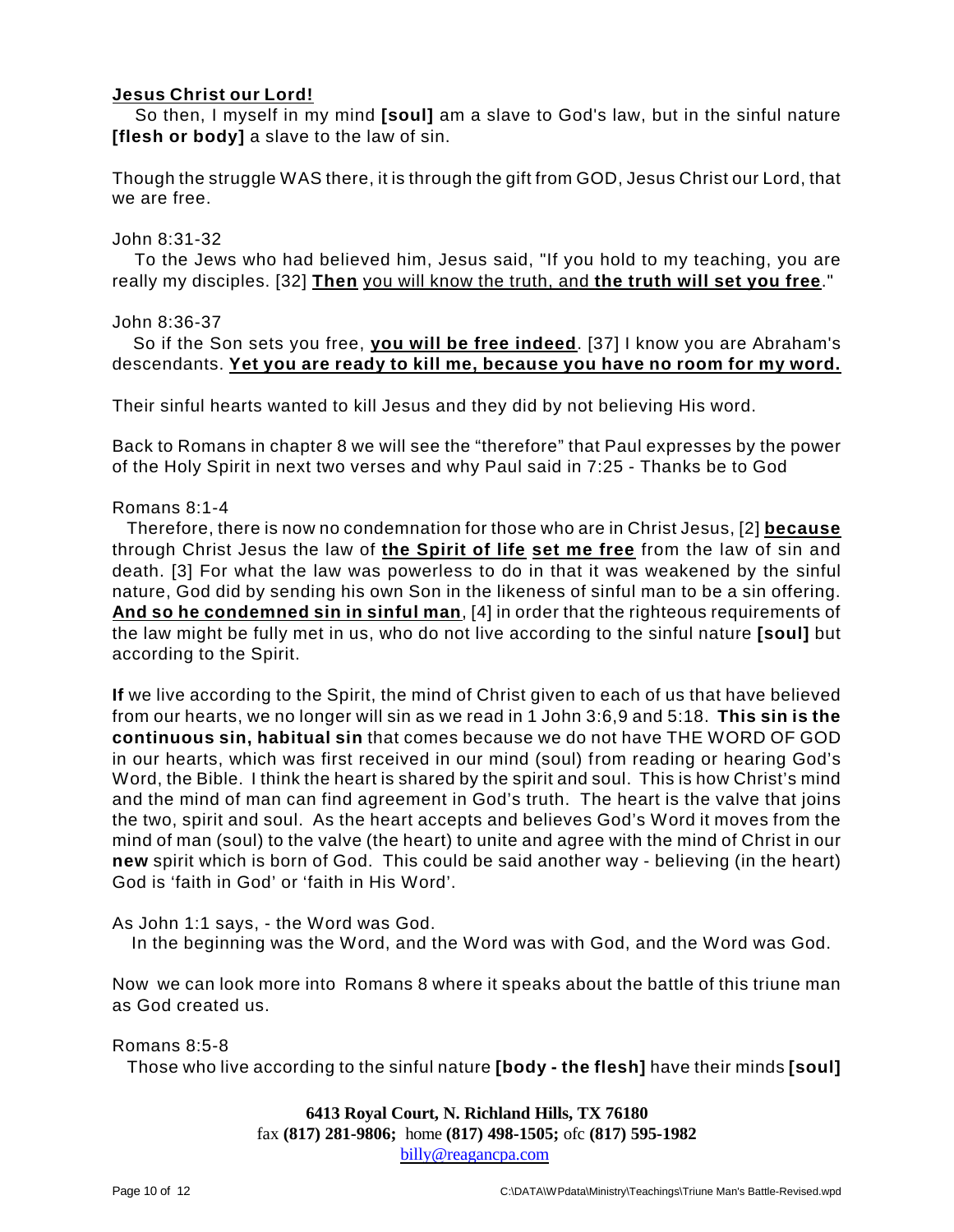**Jesus Christ our Lord!**

So then, I myself in my mind **[soul]** am a slave to God's law, but in the sinful nature **[flesh or body]** a slave to the law of sin.

Though the struggle WAS there, it is through the gift from GOD, Jesus Christ our Lord, that we are free.

John 8:31-32

To the Jews who had believed him, Jesus said, "If you hold to my teaching, you are really my disciples. [32] **Then** you will know the truth, and **the truth will set you free**."

John 8:36-37

So if the Son sets you free, **you will be free indeed**. [37] I know you are Abraham's descendants. **Yet you are ready to kill me, because you have no room for my word.**

Their sinful hearts wanted to kill Jesus and they did by not believing His word.

Back to Romans in chapter 8 we will see the "therefore" that Paul expresses by the power of the Holy Spirit in next two verses and why Paul said in 7:25 - Thanks be to God

Romans 8:1-4

Therefore, there is now no condemnation for those who are in Christ Jesus, [2] **because** through Christ Jesus the law of **the Spirit of life** **set me free** from the law of sin and death. [3] For what the law was powerless to do in that it was weakened by the sinful nature, God did by sending his own Son in the likeness of sinful man to be a sin offering. **And so he condemned sin in sinful man**, [4] in order that the righteous requirements of the law might be fully met in us, who do not live according to the sinful nature **[soul]** but according to the Spirit.

**If** we live according to the Spirit, the mind of Christ given to each of us that have believed from our hearts, we no longer will sin as we read in 1 John 3:6,9 and 5:18. **This sin is the continuous sin, habitual sin** that comes because we do not have THE WORD OF GOD in our hearts, which was first received in our mind (soul) from reading or hearing God's Word, the Bible. I think the heart is shared by the spirit and soul. This is how Christ's mind and the mind of man can find agreement in God's truth. The heart is the valve that joins the two, spirit and soul. As the heart accepts and believes God's Word it moves from the mind of man (soul) to the valve (the heart) to unite and agree with the mind of Christ in our **new** spirit which is born of God. This could be said another way - believing (in the heart) God is 'faith in God' or 'faith in His Word'.

As John 1:1 says, - the Word was God.

In the beginning was the Word, and the Word was with God, and the Word was God.

Now we can look more into Romans 8 where it speaks about the battle of this triune man as God created us.

Romans 8:5-8

Those who live according to the sinful nature **[body - the flesh]** have their minds **[soul]**

**6413 Royal Court, N. Richland Hills, TX 76180**
fax **(817) 281-9806;** home **(817) 498-1505;** ofc **(817) 595-1982**
billy@reagancpa.com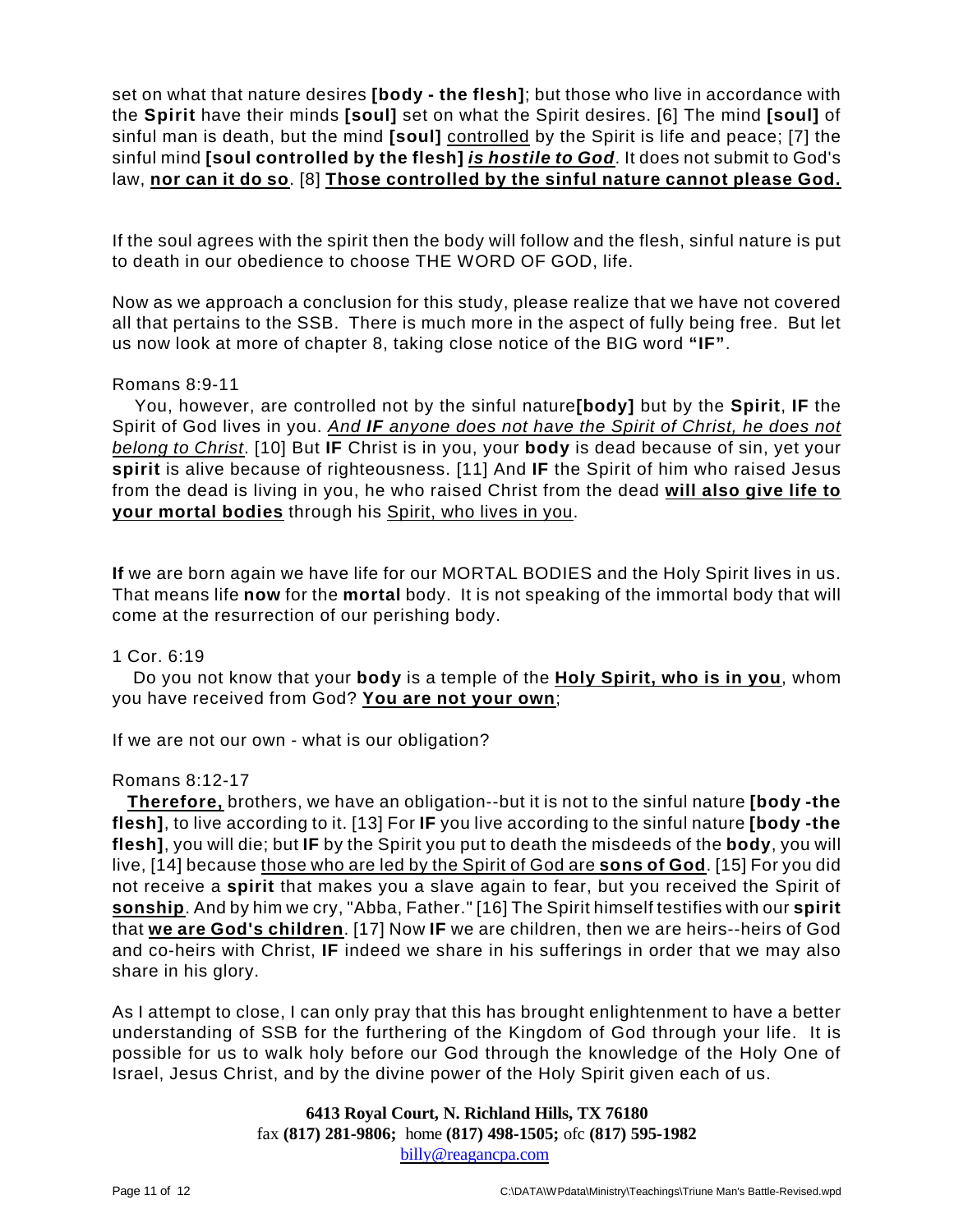set on what that nature desires **[body - the flesh]**; but those who live in accordance with the **Spirit** have their minds **[soul]** set on what the Spirit desires. [6] The mind **[soul]** of sinful man is death, but the mind **[soul]** controlled by the Spirit is life and peace; [7] the sinful mind **[soul controlled by the flesh]** ***is hostile to God***. It does not submit to God's law, **nor can it do so**. [8] **Those controlled by the sinful nature cannot please God.**

If the soul agrees with the spirit then the body will follow and the flesh, sinful nature is put to death in our obedience to choose THE WORD OF GOD, life.

Now as we approach a conclusion for this study, please realize that we have not covered all that pertains to the SSB. There is much more in the aspect of fully being free. But let us now look at more of chapter 8, taking close notice of the BIG word **"IF"**.

Romans 8:9-11

You, however, are controlled not by the sinful nature**[body]** but by the **Spirit**, **IF** the Spirit of God lives in you. *And **IF** anyone does not have the Spirit of Christ, he does not belong to Christ*. [10] But **IF** Christ is in you, your **body** is dead because of sin, yet your **spirit** is alive because of righteousness. [11] And **IF** the Spirit of him who raised Jesus from the dead is living in you, he who raised Christ from the dead **will also give life to your mortal bodies** through his Spirit, who lives in you.

**If** we are born again we have life for our MORTAL BODIES and the Holy Spirit lives in us. That means life **now** for the **mortal** body. It is not speaking of the immortal body that will come at the resurrection of our perishing body.

1 Cor. 6:19

Do you not know that your **body** is a temple of the **Holy Spirit, who is in you**, whom you have received from God? **You are not your own**;

If we are not our own - what is our obligation?

Romans 8:12-17

**Therefore,** brothers, we have an obligation--but it is not to the sinful nature **[body -the flesh]**, to live according to it. [13] For **IF** you live according to the sinful nature **[body -the flesh]**, you will die; but **IF** by the Spirit you put to death the misdeeds of the **body**, you will live, [14] because those who are led by the Spirit of God are **sons of God**. [15] For you did not receive a **spirit** that makes you a slave again to fear, but you received the Spirit of **sonship**. And by him we cry, "Abba, Father." [16] The Spirit himself testifies with our **spirit** that **we are God's children**. [17] Now **IF** we are children, then we are heirs--heirs of God and co-heirs with Christ, **IF** indeed we share in his sufferings in order that we may also share in his glory.

As I attempt to close, I can only pray that this has brought enlightenment to have a better understanding of SSB for the furthering of the Kingdom of God through your life. It is possible for us to walk holy before our God through the knowledge of the Holy One of Israel, Jesus Christ, and by the divine power of the Holy Spirit given each of us.

**6413 Royal Court, N. Richland Hills, TX 76180**
fax **(817) 281-9806;** home **(817) 498-1505;** ofc **(817) 595-1982**
billy@reagancpa.com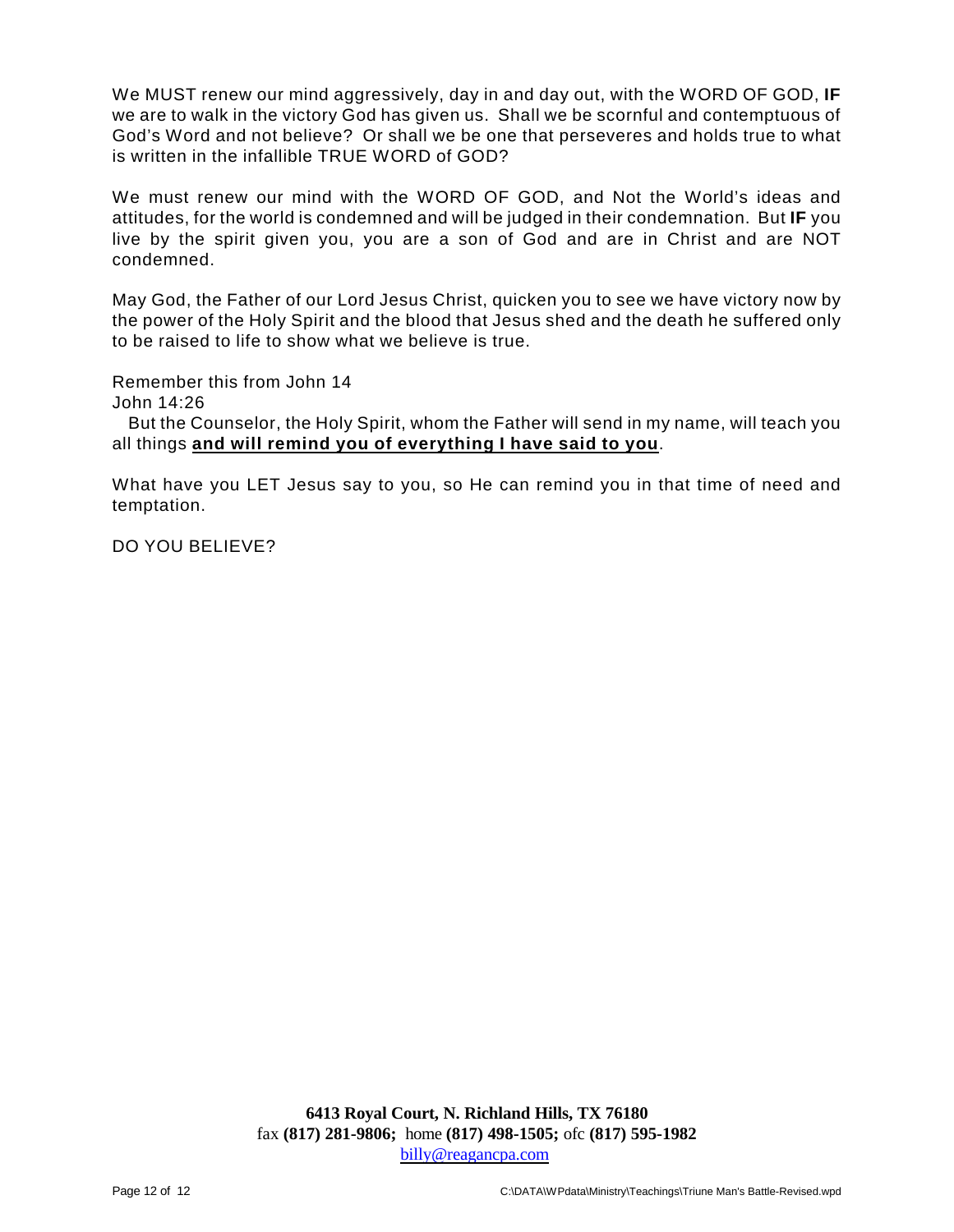We MUST renew our mind aggressively, day in and day out, with the WORD OF GOD, **IF** we are to walk in the victory God has given us. Shall we be scornful and contemptuous of God's Word and not believe? Or shall we be one that perseveres and holds true to what is written in the infallible TRUE WORD of GOD?

We must renew our mind with the WORD OF GOD, and Not the World's ideas and attitudes, for the world is condemned and will be judged in their condemnation. But **IF** you live by the spirit given you, you are a son of God and are in Christ and are NOT condemned.

May God, the Father of our Lord Jesus Christ, quicken you to see we have victory now by the power of the Holy Spirit and the blood that Jesus shed and the death he suffered only to be raised to life to show what we believe is true.

Remember this from John 14
John 14:26
But the Counselor, the Holy Spirit, whom the Father will send in my name, will teach you all things **and will remind you of everything I have said to you**.

What have you LET Jesus say to you, so He can remind you in that time of need and temptation.

DO YOU BELIEVE?

**6413 Royal Court, N. Richland Hills, TX 76180**
fax **(817) 281-9806;** home **(817) 498-1505;** ofc **(817) 595-1982**
billy@reagancpa.com